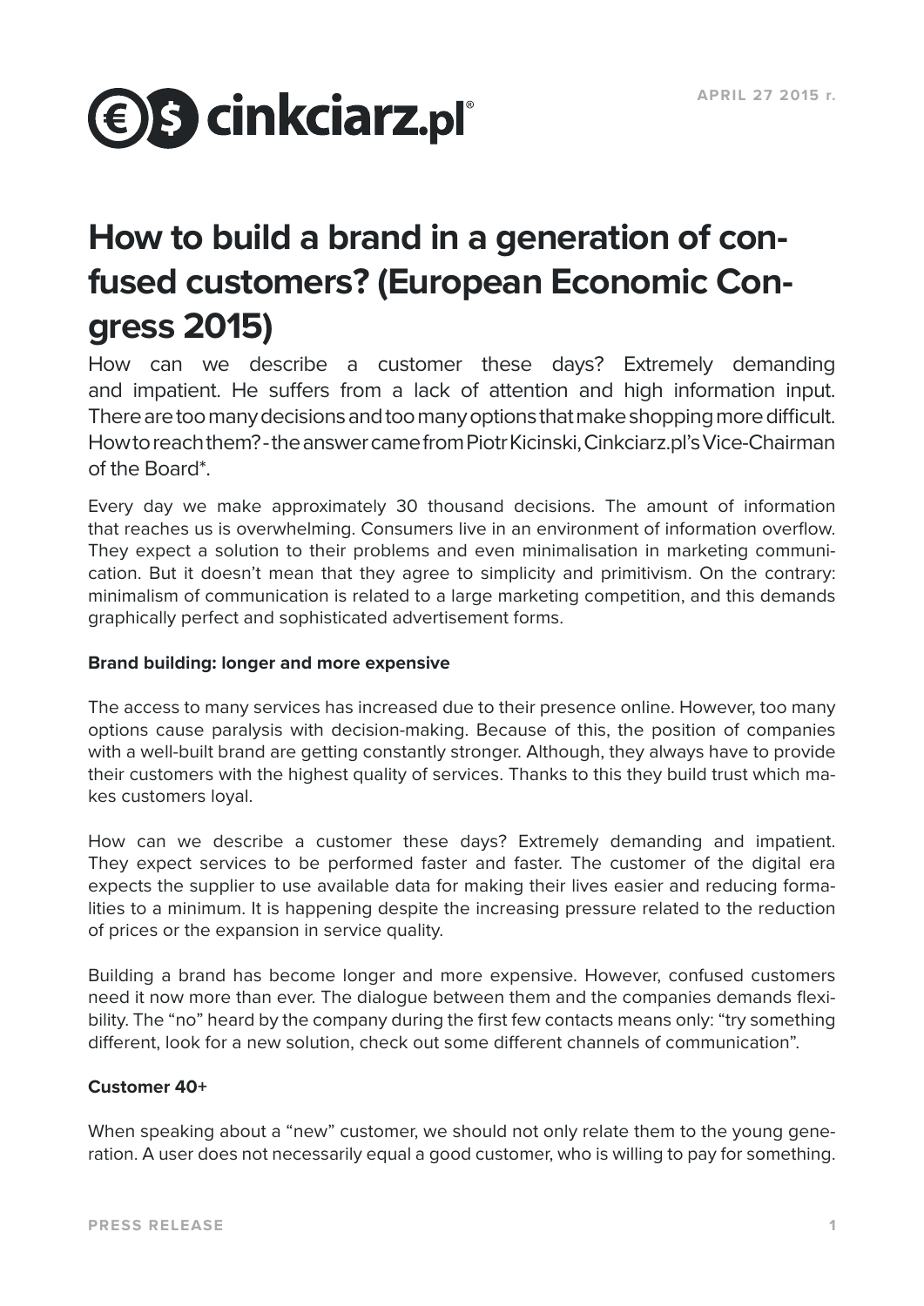APRIL 27 2015 r.

# How to build a brand in a generation of confused customers? (European Economic Congress 2015)

How can we describe a customer these days? Extremely demanding and impatient. He suffers from a lack of attention and high information input. There are too many decisions and too many options that make shopping more difficult. How to reach them? - the answer came from Piotr Kicinski, Cinkciarz.pl's Vice-Chairman of the Board*.

Every day we make approximately 30 thousand decisions. The amount of information that reaches us is overwhelming. Consumers live in an environment of information overflow. They expect a solution to their problems and even minimalisation in marketing communication. But it doesn't mean that they agree to simplicity and primitivism. On the contrary: minimalism of communication is related to a large marketing competition, and this demands graphically perfect and sophisticated advertisement forms.

**Brand building: longer and more expensive**

The access to many services has increased due to their presence online. However, too many options cause paralysis with decision-making. Because of this, the position of companies with a well-built brand are getting constantly stronger. Although, they always have to provide their customers with the highest quality of services. Thanks to this they build trust which makes customers loyal.

How can we describe a customer these days? Extremely demanding and impatient. They expect services to be performed faster and faster. The customer of the digital era expects the supplier to use available data for making their lives easier and reducing formalities to a minimum. It is happening despite the increasing pressure related to the reduction of prices or the expansion in service quality.

Building a brand has become longer and more expensive. However, confused customers need it now more than ever. The dialogue between them and the companies demands flexibility. The "no" heard by the company during the first few contacts means only: "try something different, look for a new solution, check out some different channels of communication".

**Customer 40+**

When speaking about a "new" customer, we should not only relate them to the young generation. A user does not necessarily equal a good customer, who is willing to pay for something.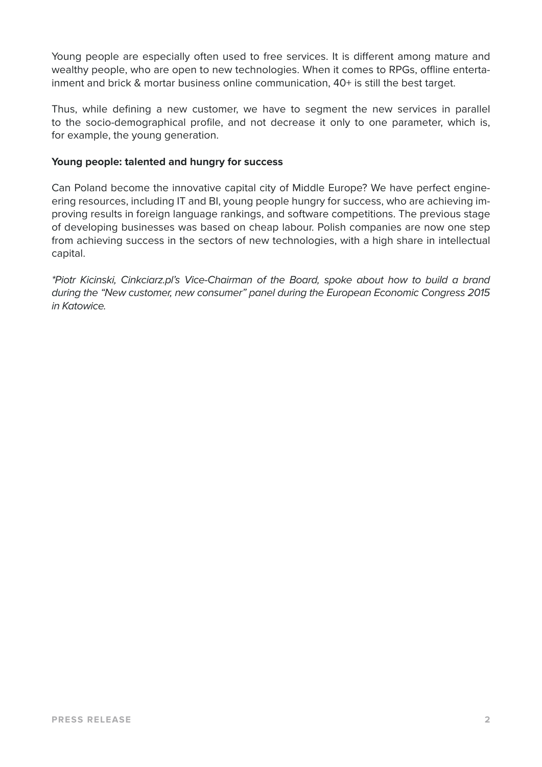Young people are especially often used to free services. It is different among mature and wealthy people, who are open to new technologies. When it comes to RPGs, offline entertainment and brick & mortar business online communication, 40+ is still the best target.

Thus, while defining a new customer, we have to segment the new services in parallel to the socio-demographical profile, and not decrease it only to one parameter, which is, for example, the young generation.

**Young people: talented and hungry for success**

Can Poland become the innovative capital city of Middle Europe? We have perfect engineering resources, including IT and BI, young people hungry for success, who are achieving improving results in foreign language rankings, and software competitions. The previous stage of developing businesses was based on cheap labour. Polish companies are now one step from achieving success in the sectors of new technologies, with a high share in intellectual capital.

*\*Piotr Kicinski, Cinkciarz.pl's Vice-Chairman of the Board, spoke about how to build a brand during the "New customer, new consumer" panel during the European Economic Congress 2015 in Katowice.*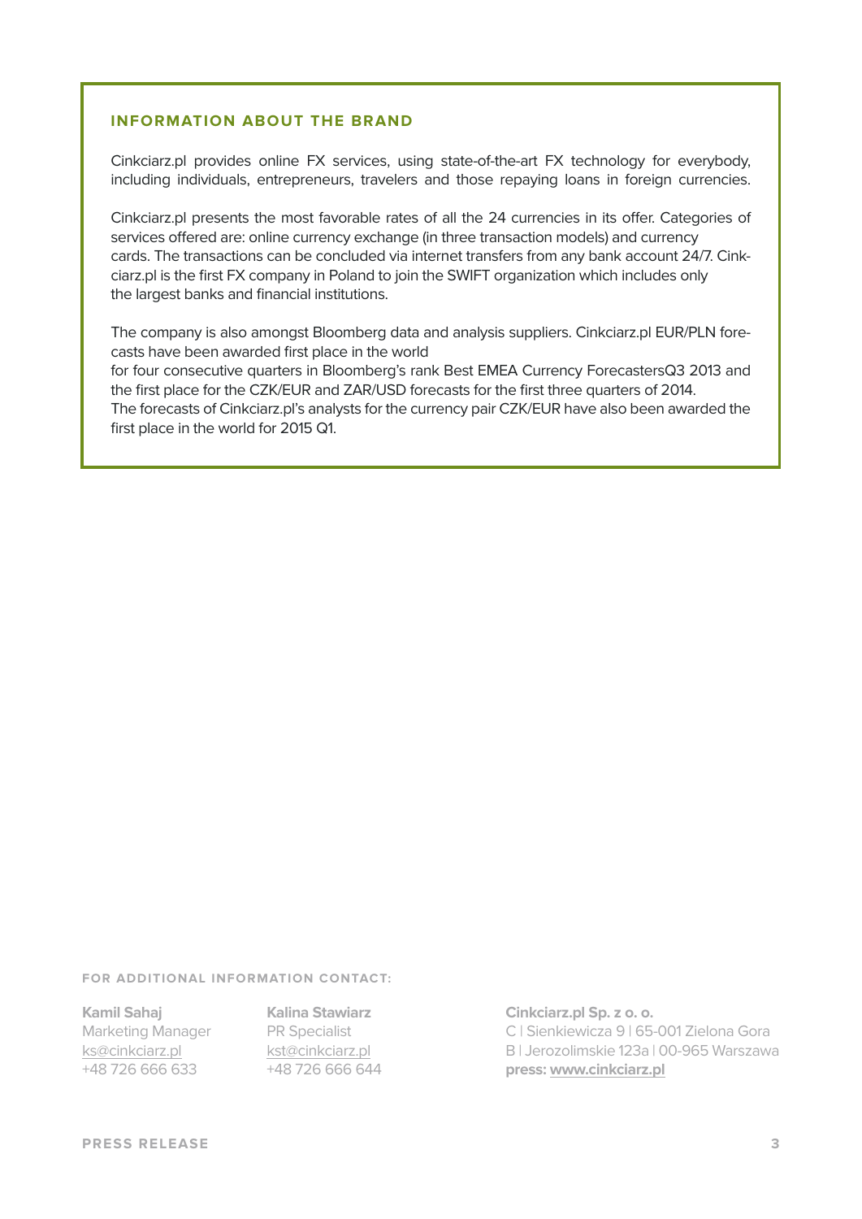## INFORMATION ABOUT THE BRAND

Cinkciarz.pl provides online FX services, using state-of-the-art FX technology for everybody, including individuals, entrepreneurs, travelers and those repaying loans in foreign currencies.

Cinkciarz.pl presents the most favorable rates of all the 24 currencies in its offer. Categories of services offered are: online currency exchange (in three transaction models) and currency cards. The transactions can be concluded via internet transfers from any bank account 24/7. Cinkciarz.pl is the first FX company in Poland to join the SWIFT organization which includes only the largest banks and financial institutions.

The company is also amongst Bloomberg data and analysis suppliers. Cinkciarz.pl EUR/PLN forecasts have been awarded first place in the world for four consecutive quarters in Bloomberg's rank Best EMEA Currency ForecastersQ3 2013 and the first place for the CZK/EUR and ZAR/USD forecasts for the first three quarters of 2014. The forecasts of Cinkciarz.pl's analysts for the currency pair CZK/EUR have also been awarded the first place in the world for 2015 Q1.

**FOR ADDITIONAL INFORMATION CONTACT:**

**Kamil Sahaj**
Marketing Manager
ks@cinkciarz.pl
+48 726 666 633

**Kalina Stawiarz**
PR Specialist
kst@cinkciarz.pl
+48 726 666 644

**Cinkciarz.pl Sp. z o. o.**
C | Sienkiewicza 9 | 65-001 Zielona Gora
B | Jerozolimskie 123a | 00-965 Warszawa
**press: www.cinkciarz.pl**